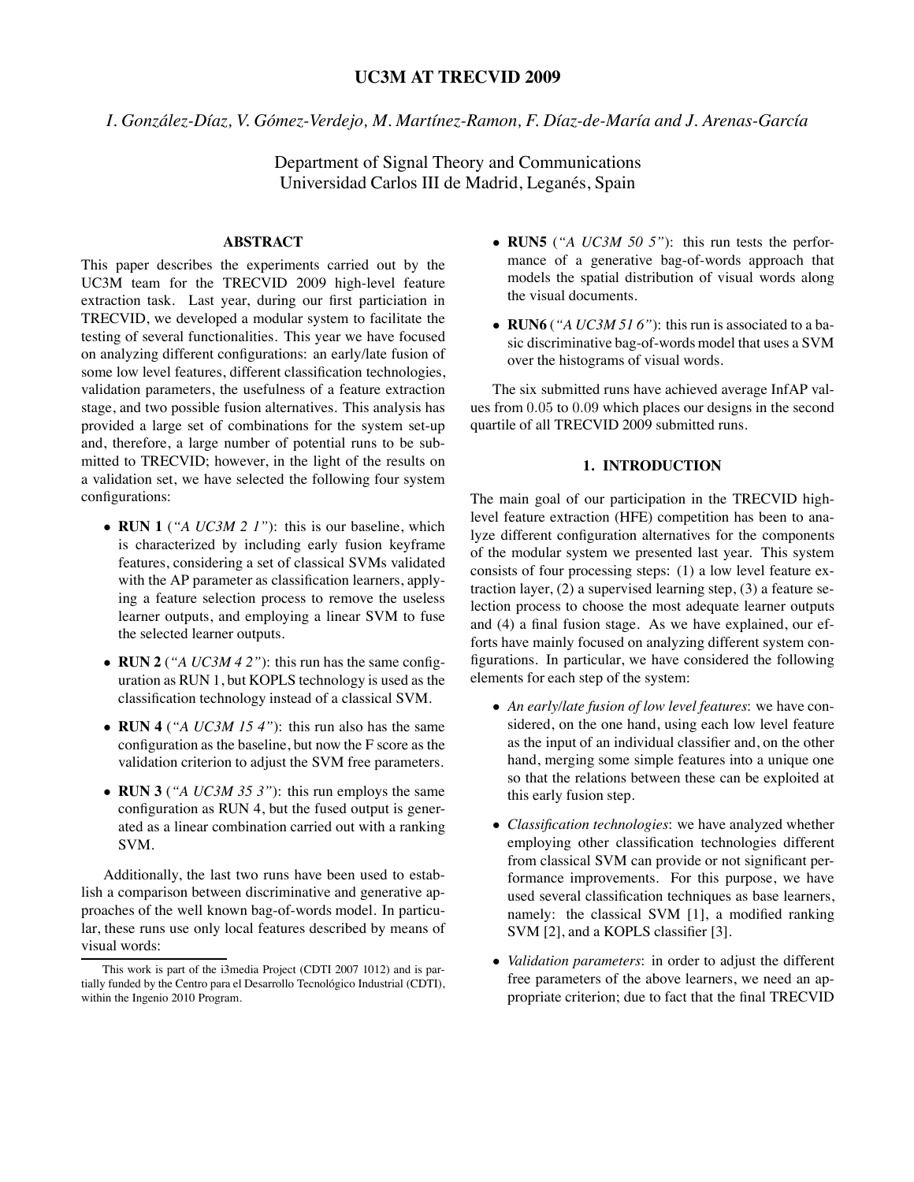# UC3M AT TRECVID 2009

*I. González-Díaz, V. Gómez-Verdejo, M. Martínez-Ramon, F. Díaz-de-María and J. Arenas-García*

Department of Signal Theory and Communications
Universidad Carlos III de Madrid, Leganés, Spain

## ABSTRACT

This paper describes the experiments carried out by the UC3M team for the TRECVID 2009 high-level feature extraction task. Last year, during our first particiation in TRECVID, we developed a modular system to facilitate the testing of several functionalities. This year we have focused on analyzing different configurations: an early/late fusion of some low level features, different classification technologies, validation parameters, the usefulness of a feature extraction stage, and two possible fusion alternatives. This analysis has provided a large set of combinations for the system set-up and, therefore, a large number of potential runs to be submitted to TRECVID; however, in the light of the results on a validation set, we have selected the following four system configurations:

- **RUN 1** (*"A UC3M 2 1"*): this is our baseline, which is characterized by including early fusion keyframe features, considering a set of classical SVMs validated with the AP parameter as classification learners, applying a feature selection process to remove the useless learner outputs, and employing a linear SVM to fuse the selected learner outputs.
- **RUN 2** (*"A UC3M 4 2"*): this run has the same configuration as RUN 1, but KOPLS technology is used as the classification technology instead of a classical SVM.
- **RUN 4** (*"A UC3M 15 4"*): this run also has the same configuration as the baseline, but now the F score as the validation criterion to adjust the SVM free parameters.
- **RUN 3** (*"A UC3M 35 3"*): this run employs the same configuration as RUN 4, but the fused output is generated as a linear combination carried out with a ranking SVM.

Additionally, the last two runs have been used to establish a comparison between discriminative and generative approaches of the well known bag-of-words model. In particular, these runs use only local features described by means of visual words:

- **RUN5** (*"A UC3M 50 5"*): this run tests the performance of a generative bag-of-words approach that models the spatial distribution of visual words along the visual documents.
- **RUN6** (*"A UC3M 51 6"*): this run is associated to a basic discriminative bag-of-words model that uses a SVM over the histograms of visual words.

The six submitted runs have achieved average InfAP values from $0.05$ to $0.09$ which places our designs in the second quartile of all TRECVID 2009 submitted runs.

This work is part of the i3media Project (CDTI 2007 1012) and is partially funded by the Centro para el Desarrollo Tecnológico Industrial (CDTI), within the Ingenio 2010 Program.

## 1. INTRODUCTION

The main goal of our participation in the TRECVID high-level feature extraction (HFE) competition has been to analyze different configuration alternatives for the components of the modular system we presented last year. This system consists of four processing steps: (1) a low level feature extraction layer, (2) a supervised learning step, (3) a feature selection process to choose the most adequate learner outputs and (4) a final fusion stage. As we have explained, our efforts have mainly focused on analyzing different system configurations. In particular, we have considered the following elements for each step of the system:

- *An early/late fusion of low level features*: we have considered, on the one hand, using each low level feature as the input of an individual classifier and, on the other hand, merging some simple features into a unique one so that the relations between these can be exploited at this early fusion step.
- *Classification technologies*: we have analyzed whether employing other classification technologies different from classical SVM can provide or not significant performance improvements. For this purpose, we have used several classification techniques as base learners, namely: the classical SVM [1], a modified ranking SVM [2], and a KOPLS classifier [3].
- *Validation parameters*: in order to adjust the different free parameters of the above learners, we need an appropriate criterion; due to fact that the final TRECVID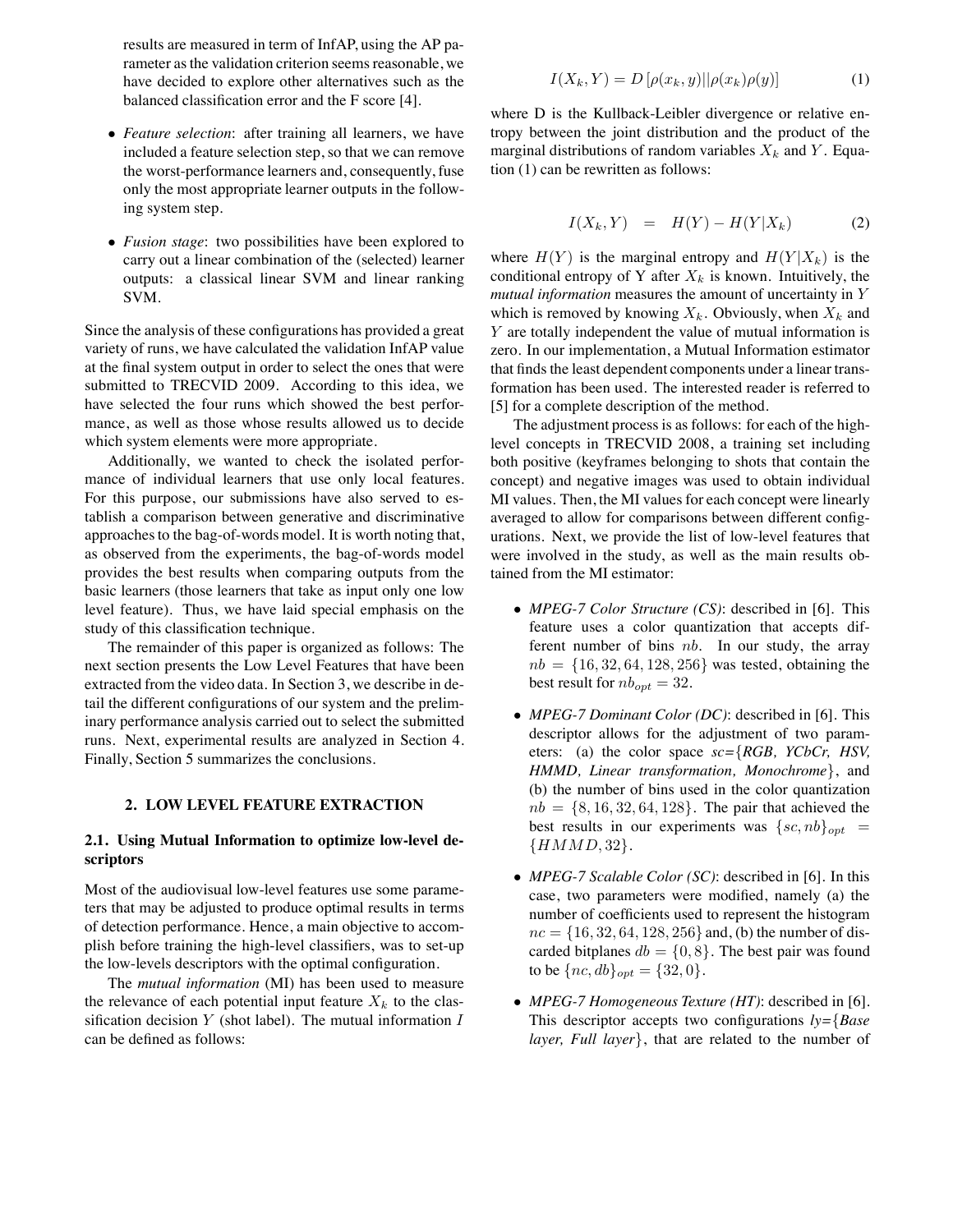results are measured in term of InfAP, using the AP parameter as the validation criterion seems reasonable, we have decided to explore other alternatives such as the balanced classification error and the F score [4].

- *Feature selection*: after training all learners, we have included a feature selection step, so that we can remove the worst-performance learners and, consequently, fuse only the most appropriate learner outputs in the following system step.
- *Fusion stage*: two possibilities have been explored to carry out a linear combination of the (selected) learner outputs: a classical linear SVM and linear ranking SVM.

Since the analysis of these configurations has provided a great variety of runs, we have calculated the validation InfAP value at the final system output in order to select the ones that were submitted to TRECVID 2009. According to this idea, we have selected the four runs which showed the best performance, as well as those whose results allowed us to decide which system elements were more appropriate.

Additionally, we wanted to check the isolated performance of individual learners that use only local features. For this purpose, our submissions have also served to establish a comparison between generative and discriminative approaches to the bag-of-words model. It is worth noting that, as observed from the experiments, the bag-of-words model provides the best results when comparing outputs from the basic learners (those learners that take as input only one low level feature). Thus, we have laid special emphasis on the study of this classification technique.

The remainder of this paper is organized as follows: The next section presents the Low Level Features that have been extracted from the video data. In Section 3, we describe in detail the different configurations of our system and the preliminary performance analysis carried out to select the submitted runs. Next, experimental results are analyzed in Section 4. Finally, Section 5 summarizes the conclusions.

## 2. LOW LEVEL FEATURE EXTRACTION

### 2.1. Using Mutual Information to optimize low-level descriptors

Most of the audiovisual low-level features use some parameters that may be adjusted to produce optimal results in terms of detection performance. Hence, a main objective to accomplish before training the high-level classifiers, was to set-up the low-levels descriptors with the optimal configuration.

The *mutual information* (MI) has been used to measure the relevance of each potential input feature $X_k$ to the classification decision $Y$ (shot label). The mutual information $I$ can be defined as follows:

$$I(X_k, Y) = D\left[\rho(x_k, y)||\rho(x_k)\rho(y)\right] \tag{1}$$

where D is the Kullback-Leibler divergence or relative entropy between the joint distribution and the product of the marginal distributions of random variables $X_k$ and $Y$. Equation (1) can be rewritten as follows:

$$I(X_k, Y) \quad = \quad H(Y) - H(Y|X_k) \tag{2}$$

where $H(Y)$ is the marginal entropy and $H(Y|X_k)$ is the conditional entropy of Y after $X_k$ is known. Intuitively, the *mutual information* measures the amount of uncertainty in $Y$ which is removed by knowing $X_k$. Obviously, when $X_k$ and $Y$ are totally independent the value of mutual information is zero. In our implementation, a Mutual Information estimator that finds the least dependent components under a linear transformation has been used. The interested reader is referred to [5] for a complete description of the method.

The adjustment process is as follows: for each of the high-level concepts in TRECVID 2008, a training set including both positive (keyframes belonging to shots that contain the concept) and negative images was used to obtain individual MI values. Then, the MI values for each concept were linearly averaged to allow for comparisons between different configurations. Next, we provide the list of low-level features that were involved in the study, as well as the main results obtained from the MI estimator:

- *MPEG-7 Color Structure (CS)*: described in [6]. This feature uses a color quantization that accepts different number of bins $nb$. In our study, the array $nb = \{16, 32, 64, 128, 256\}$ was tested, obtaining the best result for $nb_{opt} = 32$.
- *MPEG-7 Dominant Color (DC)*: described in [6]. This descriptor allows for the adjustment of two parameters: (a) the color space *sc={RGB, YCbCr, HSV, HMMD, Linear transformation, Monochrome}*, and (b) the number of bins used in the color quantization $nb = \{8, 16, 32, 64, 128\}$. The pair that achieved the best results in our experiments was $\{sc, nb\}_{opt} = \{HMMD, 32\}$.
- *MPEG-7 Scalable Color (SC)*: described in [6]. In this case, two parameters were modified, namely (a) the number of coefficients used to represent the histogram $nc = \{16, 32, 64, 128, 256\}$ and, (b) the number of discarded bitplanes $db = \{0, 8\}$. The best pair was found to be $\{nc, db\}_{opt} = \{32, 0\}$.
- *MPEG-7 Homogeneous Texture (HT)*: described in [6]. This descriptor accepts two configurations *ly={Base layer, Full layer}*, that are related to the number of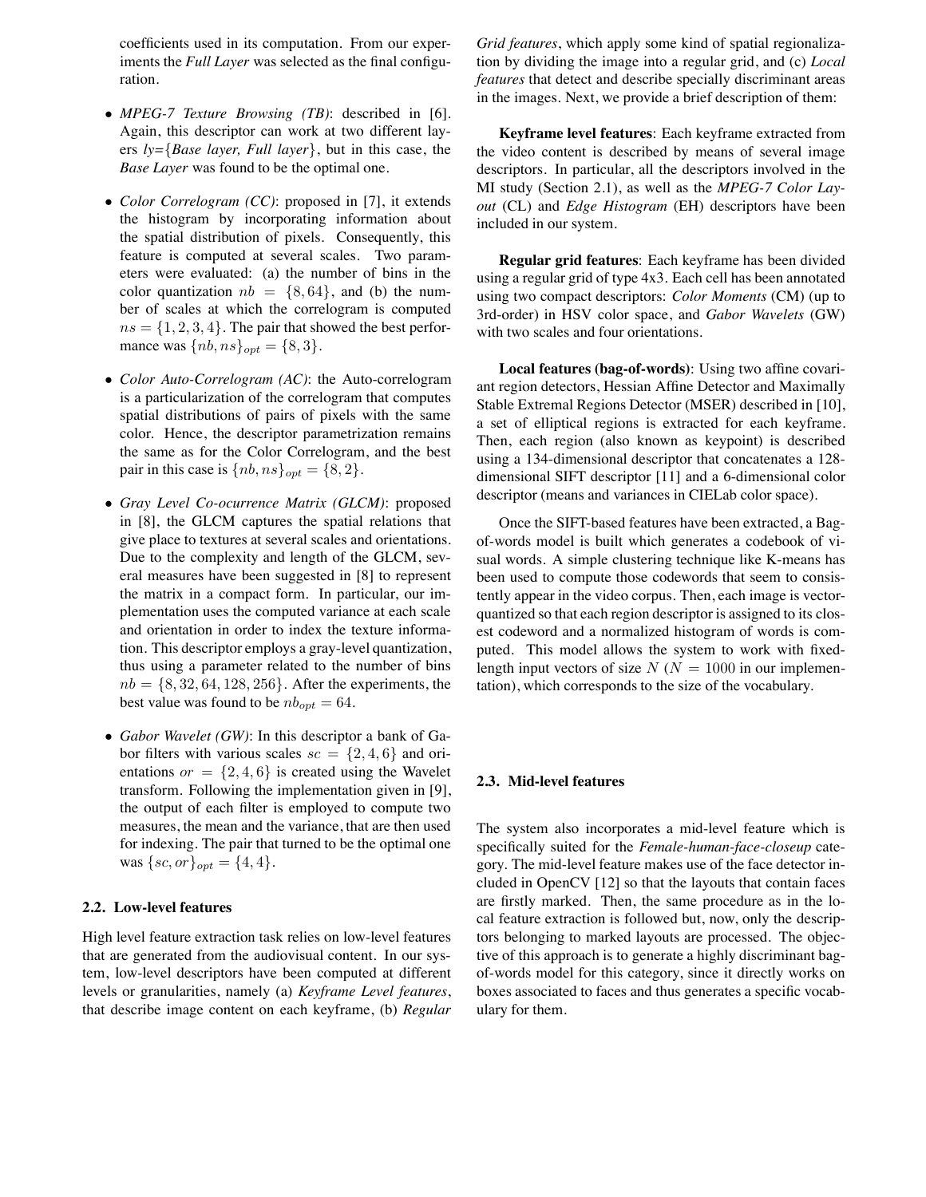coefficients used in its computation. From our experiments the *Full Layer* was selected as the final configuration.

- *MPEG-7 Texture Browsing (TB)*: described in [6]. Again, this descriptor can work at two different layers *ly*={*Base layer, Full layer*}, but in this case, the *Base Layer* was found to be the optimal one.

- *Color Correlogram (CC)*: proposed in [7], it extends the histogram by incorporating information about the spatial distribution of pixels. Consequently, this feature is computed at several scales. Two parameters were evaluated: (a) the number of bins in the color quantization $nb = \{8, 64\}$, and (b) the number of scales at which the correlogram is computed $ns = \{1, 2, 3, 4\}$. The pair that showed the best performance was $\{nb, ns\}_{opt} = \{8, 3\}$.

- *Color Auto-Correlogram (AC)*: the Auto-correlogram is a particularization of the correlogram that computes spatial distributions of pairs of pixels with the same color. Hence, the descriptor parametrization remains the same as for the Color Correlogram, and the best pair in this case is $\{nb, ns\}_{opt} = \{8, 2\}$.

- *Gray Level Co-ocurrence Matrix (GLCM)*: proposed in [8], the GLCM captures the spatial relations that give place to textures at several scales and orientations. Due to the complexity and length of the GLCM, several measures have been suggested in [8] to represent the matrix in a compact form. In particular, our implementation uses the computed variance at each scale and orientation in order to index the texture information. This descriptor employs a gray-level quantization, thus using a parameter related to the number of bins $nb = \{8, 32, 64, 128, 256\}$. After the experiments, the best value was found to be $nb_{opt} = 64$.

- *Gabor Wavelet (GW)*: In this descriptor a bank of Gabor filters with various scales $sc = \{2, 4, 6\}$ and orientations $or = \{2, 4, 6\}$ is created using the Wavelet transform. Following the implementation given in [9], the output of each filter is employed to compute two measures, the mean and the variance, that are then used for indexing. The pair that turned to be the optimal one was $\{sc, or\}_{opt} = \{4, 4\}$.

### 2.2. Low-level features

High level feature extraction task relies on low-level features that are generated from the audiovisual content. In our system, low-level descriptors have been computed at different levels or granularities, namely (a) *Keyframe Level features*, that describe image content on each keyframe, (b) *Regular Grid features*, which apply some kind of spatial regionalization by dividing the image into a regular grid, and (c) *Local features* that detect and describe specially discriminant areas in the images. Next, we provide a brief description of them:

**Keyframe level features**: Each keyframe extracted from the video content is described by means of several image descriptors. In particular, all the descriptors involved in the MI study (Section 2.1), as well as the *MPEG-7 Color Layout* (CL) and *Edge Histogram* (EH) descriptors have been included in our system.

**Regular grid features**: Each keyframe has been divided using a regular grid of type 4x3. Each cell has been annotated using two compact descriptors: *Color Moments* (CM) (up to 3rd-order) in HSV color space, and *Gabor Wavelets* (GW) with two scales and four orientations.

**Local features (bag-of-words)**: Using two affine covariant region detectors, Hessian Affine Detector and Maximally Stable Extremal Regions Detector (MSER) described in [10], a set of elliptical regions is extracted for each keyframe. Then, each region (also known as keypoint) is described using a 134-dimensional descriptor that concatenates a 128-dimensional SIFT descriptor [11] and a 6-dimensional color descriptor (means and variances in CIELab color space).

Once the SIFT-based features have been extracted, a Bag-of-words model is built which generates a codebook of visual words. A simple clustering technique like K-means has been used to compute those codewords that seem to consistently appear in the video corpus. Then, each image is vector-quantized so that each region descriptor is assigned to its closest codeword and a normalized histogram of words is computed. This model allows the system to work with fixed-length input vectors of size $N$ ($N = 1000$ in our implementation), which corresponds to the size of the vocabulary.

### 2.3. Mid-level features

The system also incorporates a mid-level feature which is specifically suited for the *Female-human-face-closeup* category. The mid-level feature makes use of the face detector included in OpenCV [12] so that the layouts that contain faces are firstly marked. Then, the same procedure as in the local feature extraction is followed but, now, only the descriptors belonging to marked layouts are processed. The objective of this approach is to generate a highly discriminant bag-of-words model for this category, since it directly works on boxes associated to faces and thus generates a specific vocabulary for them.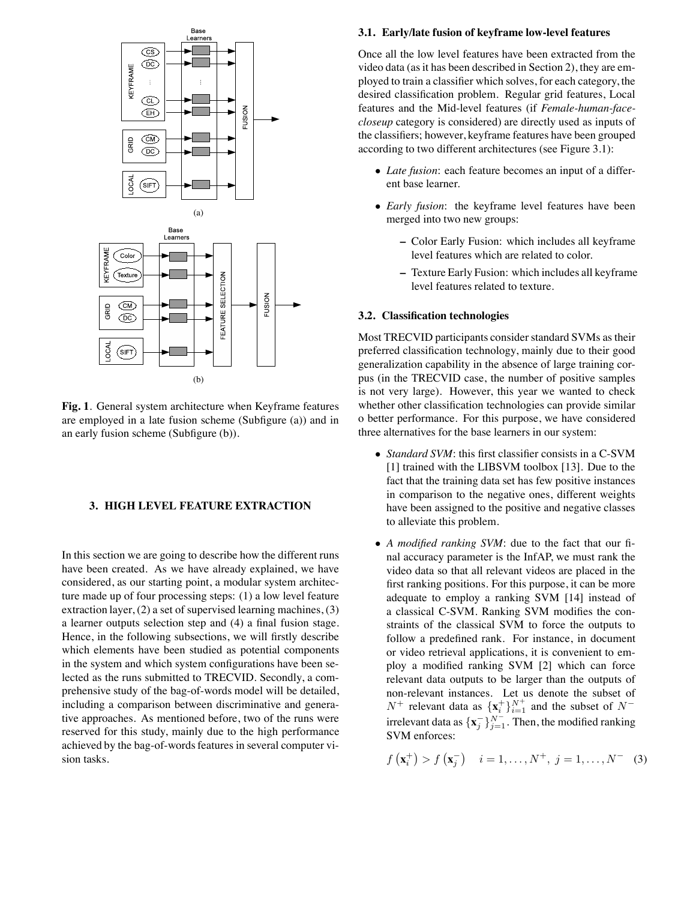Fig. 1. General system architecture when Keyframe features are employed in a late fusion scheme (Subfigure (a)) and in an early fusion scheme (Subfigure (b)).

## 3. HIGH LEVEL FEATURE EXTRACTION

In this section we are going to describe how the different runs have been created. As we have already explained, we have considered, as our starting point, a modular system architecture made up of four processing steps: (1) a low level feature extraction layer, (2) a set of supervised learning machines, (3) a learner outputs selection step and (4) a final fusion stage. Hence, in the following subsections, we will firstly describe which elements have been studied as potential components in the system and which system configurations have been selected as the runs submitted to TRECVID. Secondly, a comprehensive study of the bag-of-words model will be detailed, including a comparison between discriminative and generative approaches. As mentioned before, two of the runs were reserved for this study, mainly due to the high performance achieved by the bag-of-words features in several computer vision tasks.

### 3.1. Early/late fusion of keyframe low-level features

Once all the low level features have been extracted from the video data (as it has been described in Section 2), they are employed to train a classifier which solves, for each category, the desired classification problem. Regular grid features, Local features and the Mid-level features (if *Female-human-face-closeup* category is considered) are directly used as inputs of the classifiers; however, keyframe features have been grouped according to two different architectures (see Figure 3.1):

- *Late fusion*: each feature becomes an input of a different base learner.
- *Early fusion*: the keyframe level features have been merged into two new groups:
  - Color Early Fusion: which includes all keyframe level features which are related to color.
  - Texture Early Fusion: which includes all keyframe level features related to texture.

### 3.2. Classification technologies

Most TRECVID participants consider standard SVMs as their preferred classification technology, mainly due to their good generalization capability in the absence of large training corpus (in the TRECVID case, the number of positive samples is not very large). However, this year we wanted to check whether other classification technologies can provide similar o better performance. For this purpose, we have considered three alternatives for the base learners in our system:

- *Standard SVM*: this first classifier consists in a C-SVM [1] trained with the LIBSVM toolbox [13]. Due to the fact that the training data set has few positive instances in comparison to the negative ones, different weights have been assigned to the positive and negative classes to alleviate this problem.
- *A modified ranking SVM*: due to the fact that our final accuracy parameter is the InfAP, we must rank the video data so that all relevant videos are placed in the first ranking positions. For this purpose, it can be more adequate to employ a ranking SVM [14] instead of a classical C-SVM. Ranking SVM modifies the constraints of the classical SVM to force the outputs to follow a predefined rank. For instance, in document or video retrieval applications, it is convenient to employ a modified ranking SVM [2] which can force relevant data outputs to be larger than the outputs of non-relevant instances. Let us denote the subset of $N^+$ relevant data as $\{\mathbf{x}_i^+\}_{i=1}^{N^+}$ and the subset of $N^-$ irrelevant data as $\{\mathbf{x}_j^-\}_{j=1}^{N^-}$. Then, the modified ranking SVM enforces:

$$f\left(\mathbf{x}_i^+\right) > f\left(\mathbf{x}_j^-\right) \quad i = 1, \ldots, N^+,\ j = 1, \ldots, N^- \quad (3)$$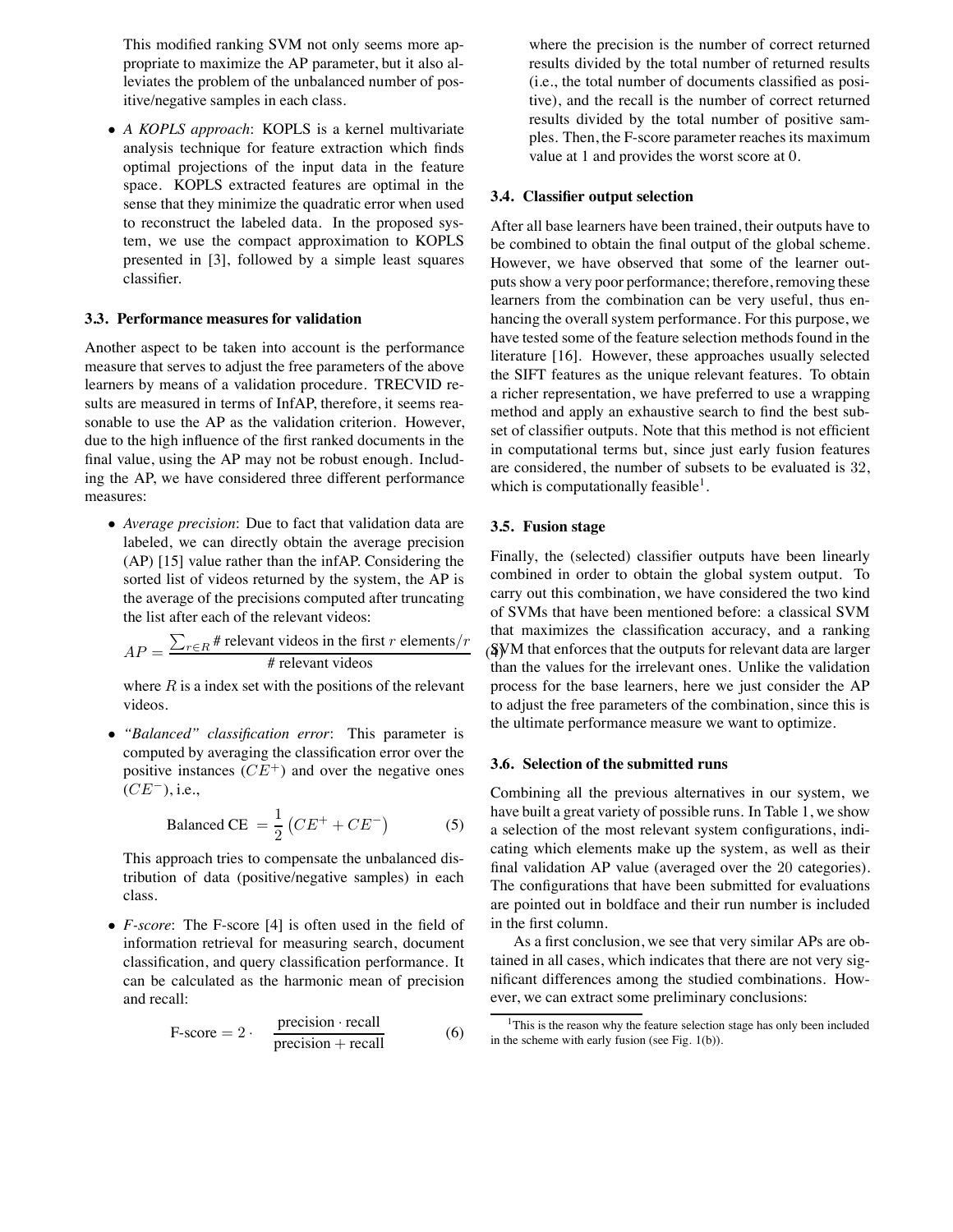This modified ranking SVM not only seems more appropriate to maximize the AP parameter, but it also alleviates the problem of the unbalanced number of positive/negative samples in each class.

- *A KOPLS approach*: KOPLS is a kernel multivariate analysis technique for feature extraction which finds optimal projections of the input data in the feature space. KOPLS extracted features are optimal in the sense that they minimize the quadratic error when used to reconstruct the labeled data. In the proposed system, we use the compact approximation to KOPLS presented in [3], followed by a simple least squares classifier.

### 3.3. Performance measures for validation

Another aspect to be taken into account is the performance measure that serves to adjust the free parameters of the above learners by means of a validation procedure. TRECVID results are measured in terms of InfAP, therefore, it seems reasonable to use the AP as the validation criterion. However, due to the high influence of the first ranked documents in the final value, using the AP may not be robust enough. Including the AP, we have considered three different performance measures:

- *Average precision*: Due to fact that validation data are labeled, we can directly obtain the average precision (AP) [15] value rather than the infAP. Considering the sorted list of videos returned by the system, the AP is the average of the precisions computed after truncating the list after each of the relevant videos:

$$AP = \frac{\sum_{r \in R} \text{\# relevant videos in the first } r \text{ elements}/r}{\text{\# relevant videos}} \quad (4)$$

  where $R$ is a index set with the positions of the relevant videos.

- *"Balanced" classification error*: This parameter is computed by averaging the classification error over the positive instances ($CE^{+}$) and over the negative ones ($CE^{-}$), i.e.,

$$\text{Balanced CE } = \frac{1}{2}\left(CE^{+} + CE^{-}\right) \quad (5)$$

  This approach tries to compensate the unbalanced distribution of data (positive/negative samples) in each class.

- *F-score*: The F-score [4] is often used in the field of information retrieval for measuring search, document classification, and query classification performance. It can be calculated as the harmonic mean of precision and recall:

$$\text{F-score} = 2 \cdot \frac{\text{precision} \cdot \text{recall}}{\text{precision} + \text{recall}} \quad (6)$$

  where the precision is the number of correct returned results divided by the total number of returned results (i.e., the total number of documents classified as positive), and the recall is the number of correct returned results divided by the total number of positive samples. Then, the F-score parameter reaches its maximum value at 1 and provides the worst score at 0.

### 3.4. Classifier output selection

After all base learners have been trained, their outputs have to be combined to obtain the final output of the global scheme. However, we have observed that some of the learner outputs show a very poor performance; therefore, removing these learners from the combination can be very useful, thus enhancing the overall system performance. For this purpose, we have tested some of the feature selection methods found in the literature [16]. However, these approaches usually selected the SIFT features as the unique relevant features. To obtain a richer representation, we have preferred to use a wrapping method and apply an exhaustive search to find the best subset of classifier outputs. Note that this method is not efficient in computational terms but, since just early fusion features are considered, the number of subsets to be evaluated is 32, which is computationally feasible[1].

### 3.5. Fusion stage

Finally, the (selected) classifier outputs have been linearly combined in order to obtain the global system output. To carry out this combination, we have considered the two kind of SVMs that have been mentioned before: a classical SVM that maximizes the classification accuracy, and a ranking SVM that enforces that the outputs for relevant data are larger than the values for the irrelevant ones. Unlike the validation process for the base learners, here we just consider the AP to adjust the free parameters of the combination, since this is the ultimate performance measure we want to optimize.

### 3.6. Selection of the submitted runs

Combining all the previous alternatives in our system, we have built a great variety of possible runs. In Table 1, we show a selection of the most relevant system configurations, indicating which elements make up the system, as well as their final validation AP value (averaged over the 20 categories). The configurations that have been submitted for evaluations are pointed out in boldface and their run number is included in the first column.

As a first conclusion, we see that very similar APs are obtained in all cases, which indicates that there are not very significant differences among the studied combinations. However, we can extract some preliminary conclusions:

[1] This is the reason why the feature selection stage has only been included in the scheme with early fusion (see Fig. 1(b)).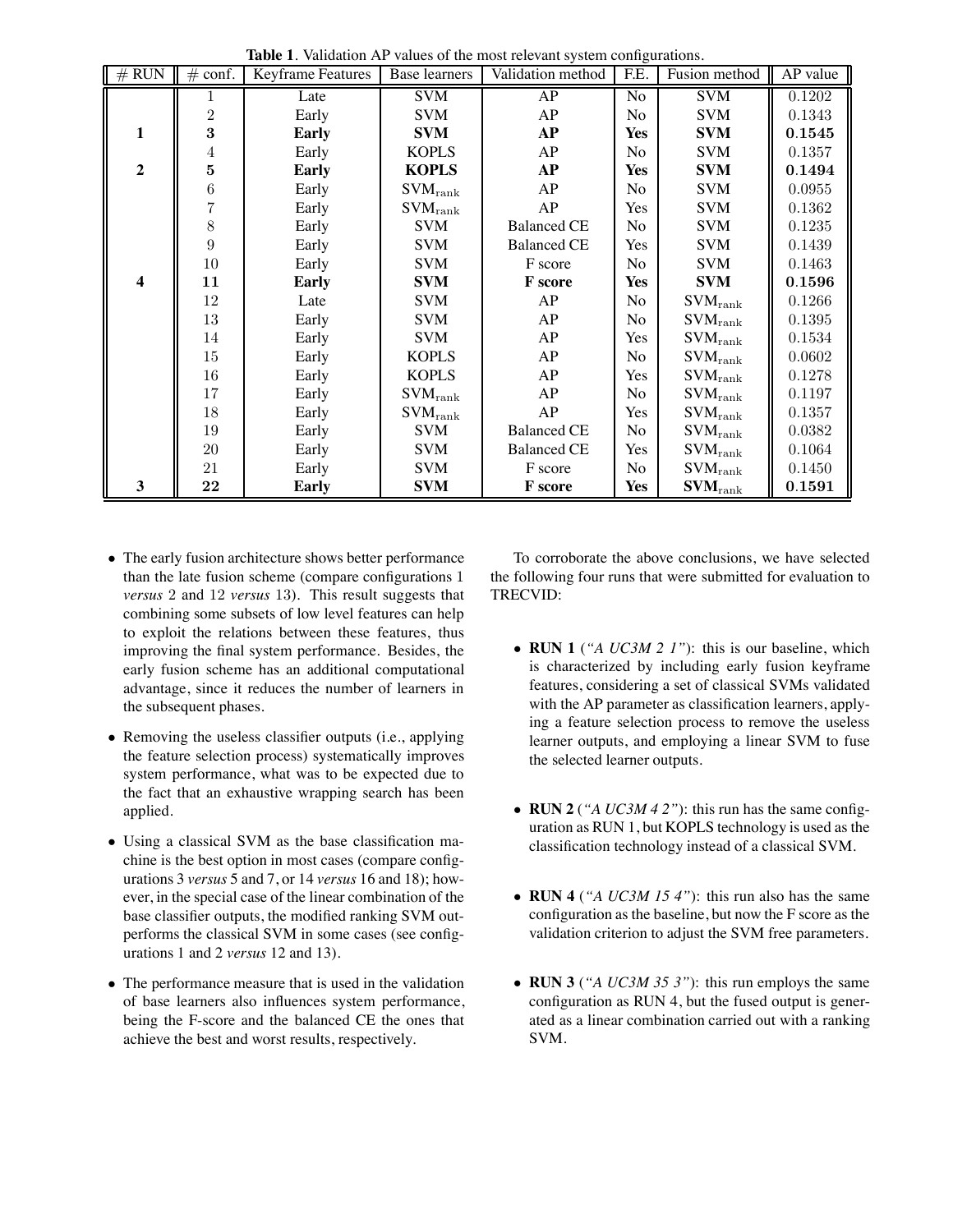**Table 1**. Validation AP values of the most relevant system configurations.

| # RUN | # conf. | Keyframe Features | Base learners | Validation method | F.E. | Fusion method | AP value |
|---|---|---|---|---|---|---|---|
| | 1 | Late | SVM | AP | No | SVM | 0.1202 |
| | 2 | Early | SVM | AP | No | SVM | 0.1343 |
| **1** | **3** | **Early** | **SVM** | **AP** | **Yes** | **SVM** | **0.1545** |
| | 4 | Early | KOPLS | AP | No | SVM | 0.1357 |
| **2** | **5** | **Early** | **KOPLS** | **AP** | **Yes** | **SVM** | **0.1494** |
| | 6 | Early | $\text{SVM}_{\text{rank}}$ | AP | No | SVM | 0.0955 |
| | 7 | Early | $\text{SVM}_{\text{rank}}$ | AP | Yes | SVM | 0.1362 |
| | 8 | Early | SVM | Balanced CE | No | SVM | 0.1235 |
| | 9 | Early | SVM | Balanced CE | Yes | SVM | 0.1439 |
| | 10 | Early | SVM | F score | No | SVM | 0.1463 |
| **4** | **11** | **Early** | **SVM** | **F score** | **Yes** | **SVM** | **0.1596** |
| | 12 | Late | SVM | AP | No | $\text{SVM}_{\text{rank}}$ | 0.1266 |
| | 13 | Early | SVM | AP | No | $\text{SVM}_{\text{rank}}$ | 0.1395 |
| | 14 | Early | SVM | AP | Yes | $\text{SVM}_{\text{rank}}$ | 0.1534 |
| | 15 | Early | KOPLS | AP | No | $\text{SVM}_{\text{rank}}$ | 0.0602 |
| | 16 | Early | KOPLS | AP | Yes | $\text{SVM}_{\text{rank}}$ | 0.1278 |
| | 17 | Early | $\text{SVM}_{\text{rank}}$ | AP | No | $\text{SVM}_{\text{rank}}$ | 0.1197 |
| | 18 | Early | $\text{SVM}_{\text{rank}}$ | AP | Yes | $\text{SVM}_{\text{rank}}$ | 0.1357 |
| | 19 | Early | SVM | Balanced CE | No | $\text{SVM}_{\text{rank}}$ | 0.0382 |
| | 20 | Early | SVM | Balanced CE | Yes | $\text{SVM}_{\text{rank}}$ | 0.1064 |
| | 21 | Early | SVM | F score | No | $\text{SVM}_{\text{rank}}$ | 0.1450 |
| **3** | **22** | **Early** | **SVM** | **F score** | **Yes** | $\mathbf{SVM}_{\text{rank}}$ | **0.1591** |

- The early fusion architecture shows better performance than the late fusion scheme (compare configurations 1 *versus* 2 and 12 *versus* 13). This result suggests that combining some subsets of low level features can help to exploit the relations between these features, thus improving the final system performance. Besides, the early fusion scheme has an additional computational advantage, since it reduces the number of learners in the subsequent phases.

- Removing the useless classifier outputs (i.e., applying the feature selection process) systematically improves system performance, what was to be expected due to the fact that an exhaustive wrapping search has been applied.

- Using a classical SVM as the base classification machine is the best option in most cases (compare configurations 3 *versus* 5 and 7, or 14 *versus* 16 and 18); however, in the special case of the linear combination of the base classifier outputs, the modified ranking SVM outperforms the classical SVM in some cases (see configurations 1 and 2 *versus* 12 and 13).

- The performance measure that is used in the validation of base learners also influences system performance, being the F-score and the balanced CE the ones that achieve the best and worst results, respectively.

To corroborate the above conclusions, we have selected the following four runs that were submitted for evaluation to TRECVID:

- **RUN 1** (*"A UC3M 2 1"*): this is our baseline, which is characterized by including early fusion keyframe features, considering a set of classical SVMs validated with the AP parameter as classification learners, applying a feature selection process to remove the useless learner outputs, and employing a linear SVM to fuse the selected learner outputs.

- **RUN 2** (*"A UC3M 4 2"*): this run has the same configuration as RUN 1, but KOPLS technology is used as the classification technology instead of a classical SVM.

- **RUN 4** (*"A UC3M 15 4"*): this run also has the same configuration as the baseline, but now the F score as the validation criterion to adjust the SVM free parameters.

- **RUN 3** (*"A UC3M 35 3"*): this run employs the same configuration as RUN 4, but the fused output is generated as a linear combination carried out with a ranking SVM.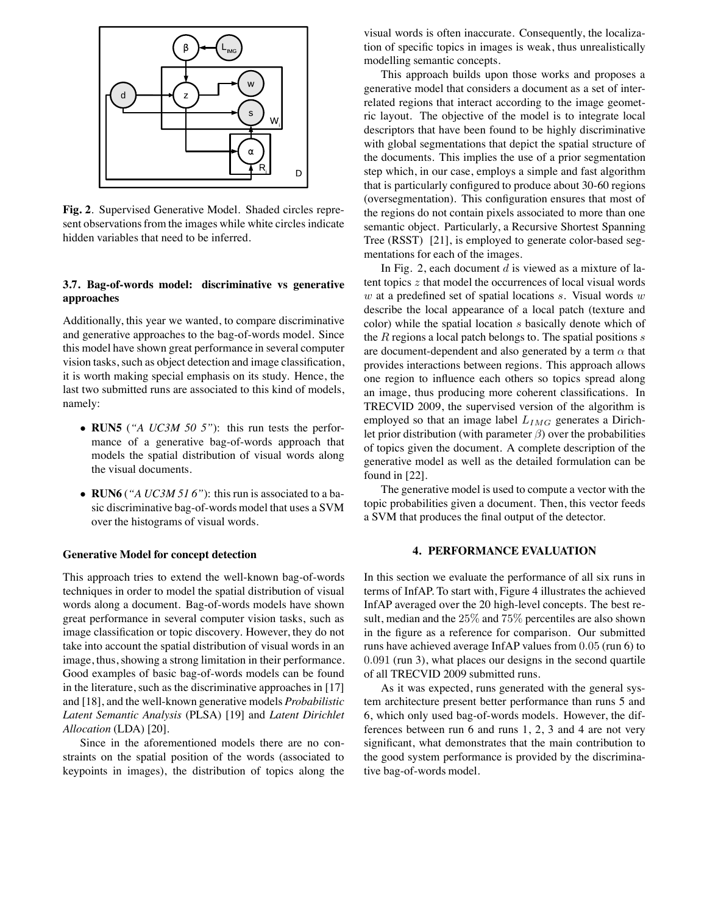**Fig. 2**. Supervised Generative Model. Shaded circles represent observations from the images while white circles indicate hidden variables that need to be inferred.

### 3.7. Bag-of-words model: discriminative vs generative approaches

Additionally, this year we wanted, to compare discriminative and generative approaches to the bag-of-words model. Since this model have shown great performance in several computer vision tasks, such as object detection and image classification, it is worth making special emphasis on its study. Hence, the last two submitted runs are associated to this kind of models, namely:

- **RUN5** (*"A UC3M 50 5"*): this run tests the performance of a generative bag-of-words approach that models the spatial distribution of visual words along the visual documents.
- **RUN6** (*"A UC3M 51 6"*): this run is associated to a basic discriminative bag-of-words model that uses a SVM over the histograms of visual words.

#### Generative Model for concept detection

This approach tries to extend the well-known bag-of-words techniques in order to model the spatial distribution of visual words along a document. Bag-of-words models have shown great performance in several computer vision tasks, such as image classification or topic discovery. However, they do not take into account the spatial distribution of visual words in an image, thus, showing a strong limitation in their performance. Good examples of basic bag-of-words models can be found in the literature, such as the discriminative approaches in [17] and [18], and the well-known generative models *Probabilistic Latent Semantic Analysis* (PLSA) [19] and *Latent Dirichlet Allocation* (LDA) [20].

Since in the aforementioned models there are no constraints on the spatial position of the words (associated to keypoints in images), the distribution of topics along the visual words is often inaccurate. Consequently, the localization of specific topics in images is weak, thus unrealistically modelling semantic concepts.

This approach builds upon those works and proposes a generative model that considers a document as a set of interrelated regions that interact according to the image geometric layout. The objective of the model is to integrate local descriptors that have been found to be highly discriminative with global segmentations that depict the spatial structure of the documents. This implies the use of a prior segmentation step which, in our case, employs a simple and fast algorithm that is particularly configured to produce about 30-60 regions (oversegmentation). This configuration ensures that most of the regions do not contain pixels associated to more than one semantic object. Particularly, a Recursive Shortest Spanning Tree (RSST) [21], is employed to generate color-based segmentations for each of the images.

In Fig. 2, each document $d$ is viewed as a mixture of latent topics $z$ that model the occurrences of local visual words $w$ at a predefined set of spatial locations $s$. Visual words $w$ describe the local appearance of a local patch (texture and color) while the spatial location $s$ basically denote which of the $R$ regions a local patch belongs to. The spatial positions $s$ are document-dependent and also generated by a term $\alpha$ that provides interactions between regions. This approach allows one region to influence each others so topics spread along an image, thus producing more coherent classifications. In TRECVID 2009, the supervised version of the algorithm is employed so that an image label $L_{IMG}$ generates a Dirichlet prior distribution (with parameter $\beta$) over the probabilities of topics given the document. A complete description of the generative model as well as the detailed formulation can be found in [22].

The generative model is used to compute a vector with the topic probabilities given a document. Then, this vector feeds a SVM that produces the final output of the detector.

## 4. PERFORMANCE EVALUATION

In this section we evaluate the performance of all six runs in terms of InfAP. To start with, Figure 4 illustrates the achieved InfAP averaged over the 20 high-level concepts. The best result, median and the $25\%$ and $75\%$ percentiles are also shown in the figure as a reference for comparison. Our submitted runs have achieved average InfAP values from $0.05$ (run 6) to $0.091$ (run 3), what places our designs in the second quartile of all TRECVID 2009 submitted runs.

As it was expected, runs generated with the general system architecture present better performance than runs 5 and 6, which only used bag-of-words models. However, the differences between run 6 and runs 1, 2, 3 and 4 are not very significant, what demonstrates that the main contribution to the good system performance is provided by the discriminative bag-of-words model.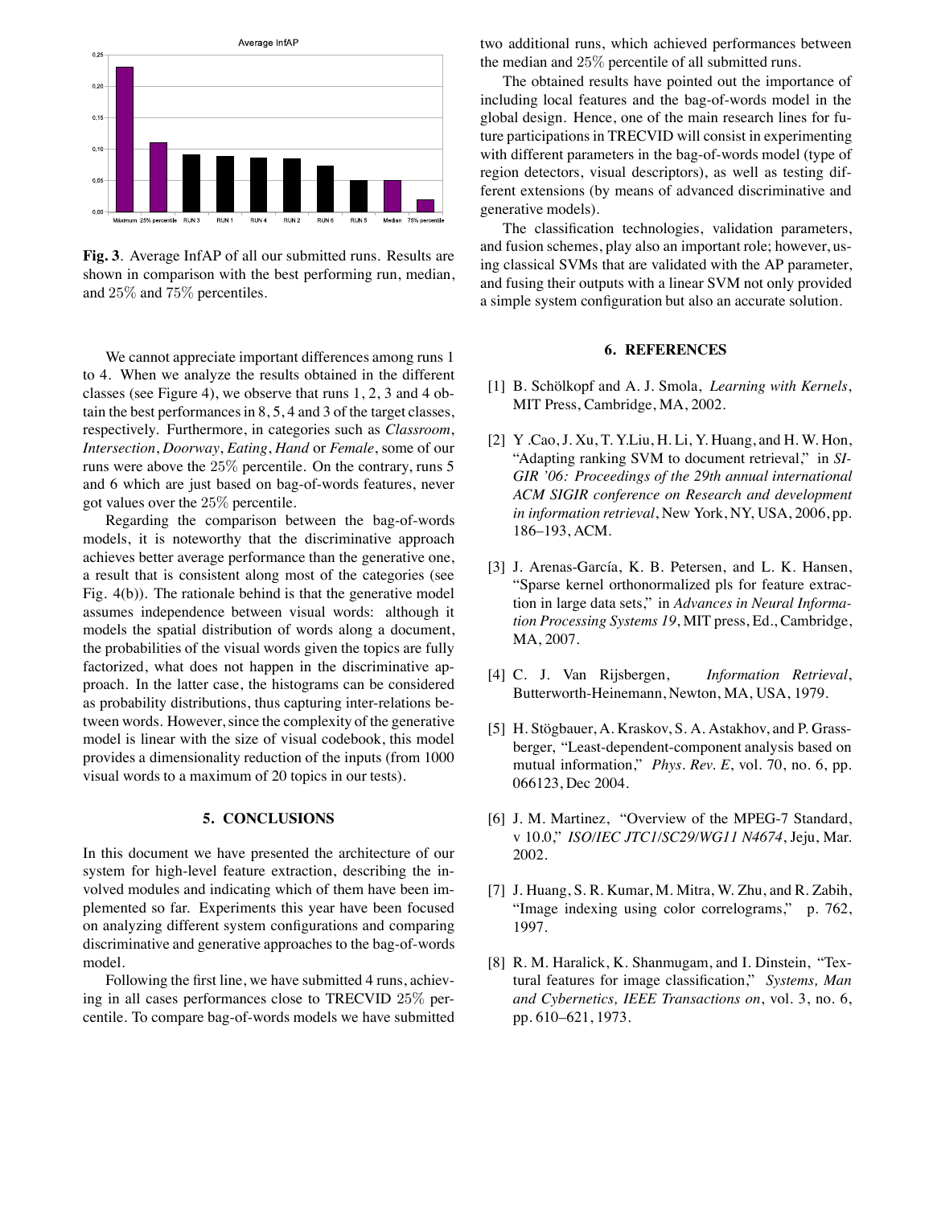**Fig. 3**. Average InfAP of all our submitted runs. Results are shown in comparison with the best performing run, median, and 25% and 75% percentiles.

We cannot appreciate important differences among runs 1 to 4. When we analyze the results obtained in the different classes (see Figure 4), we observe that runs 1, 2, 3 and 4 obtain the best performances in 8, 5, 4 and 3 of the target classes, respectively. Furthermore, in categories such as *Classroom*, *Intersection*, *Doorway*, *Eating*, *Hand* or *Female*, some of our runs were above the 25% percentile. On the contrary, runs 5 and 6 which are just based on bag-of-words features, never got values over the 25% percentile.

Regarding the comparison between the bag-of-words models, it is noteworthy that the discriminative approach achieves better average performance than the generative one, a result that is consistent along most of the categories (see Fig. 4(b)). The rationale behind is that the generative model assumes independence between visual words: although it models the spatial distribution of words along a document, the probabilities of the visual words given the topics are fully factorized, what does not happen in the discriminative approach. In the latter case, the histograms can be considered as probability distributions, thus capturing inter-relations between words. However, since the complexity of the generative model is linear with the size of visual codebook, this model provides a dimensionality reduction of the inputs (from 1000 visual words to a maximum of 20 topics in our tests).

## 5. CONCLUSIONS

In this document we have presented the architecture of our system for high-level feature extraction, describing the involved modules and indicating which of them have been implemented so far. Experiments this year have been focused on analyzing different system configurations and comparing discriminative and generative approaches to the bag-of-words model.

Following the first line, we have submitted 4 runs, achieving in all cases performances close to TRECVID 25% percentile. To compare bag-of-words models we have submitted two additional runs, which achieved performances between the median and 25% percentile of all submitted runs.

The obtained results have pointed out the importance of including local features and the bag-of-words model in the global design. Hence, one of the main research lines for future participations in TRECVID will consist in experimenting with different parameters in the bag-of-words model (type of region detectors, visual descriptors), as well as testing different extensions (by means of advanced discriminative and generative models).

The classification technologies, validation parameters, and fusion schemes, play also an important role; however, using classical SVMs that are validated with the AP parameter, and fusing their outputs with a linear SVM not only provided a simple system configuration but also an accurate solution.

## 6. REFERENCES

[1] B. Schölkopf and A. J. Smola, *Learning with Kernels*, MIT Press, Cambridge, MA, 2002.

[2] Y .Cao, J. Xu, T. Y.Liu, H. Li, Y. Huang, and H. W. Hon, "Adapting ranking SVM to document retrieval," in *SIGIR '06: Proceedings of the 29th annual international ACM SIGIR conference on Research and development in information retrieval*, New York, NY, USA, 2006, pp. 186–193, ACM.

[3] J. Arenas-García, K. B. Petersen, and L. K. Hansen, "Sparse kernel orthonormalized pls for feature extraction in large data sets," in *Advances in Neural Information Processing Systems 19*, MIT press, Ed., Cambridge, MA, 2007.

[4] C. J. Van Rijsbergen, *Information Retrieval*, Butterworth-Heinemann, Newton, MA, USA, 1979.

[5] H. Stögbauer, A. Kraskov, S. A. Astakhov, and P. Grassberger, "Least-dependent-component analysis based on mutual information," *Phys. Rev. E*, vol. 70, no. 6, pp. 066123, Dec 2004.

[6] J. M. Martinez, "Overview of the MPEG-7 Standard, v 10.0," *ISO/IEC JTC1/SC29/WG11 N4674*, Jeju, Mar. 2002.

[7] J. Huang, S. R. Kumar, M. Mitra, W. Zhu, and R. Zabih, "Image indexing using color correlograms," p. 762, 1997.

[8] R. M. Haralick, K. Shanmugam, and I. Dinstein, "Textural features for image classification," *Systems, Man and Cybernetics, IEEE Transactions on*, vol. 3, no. 6, pp. 610–621, 1973.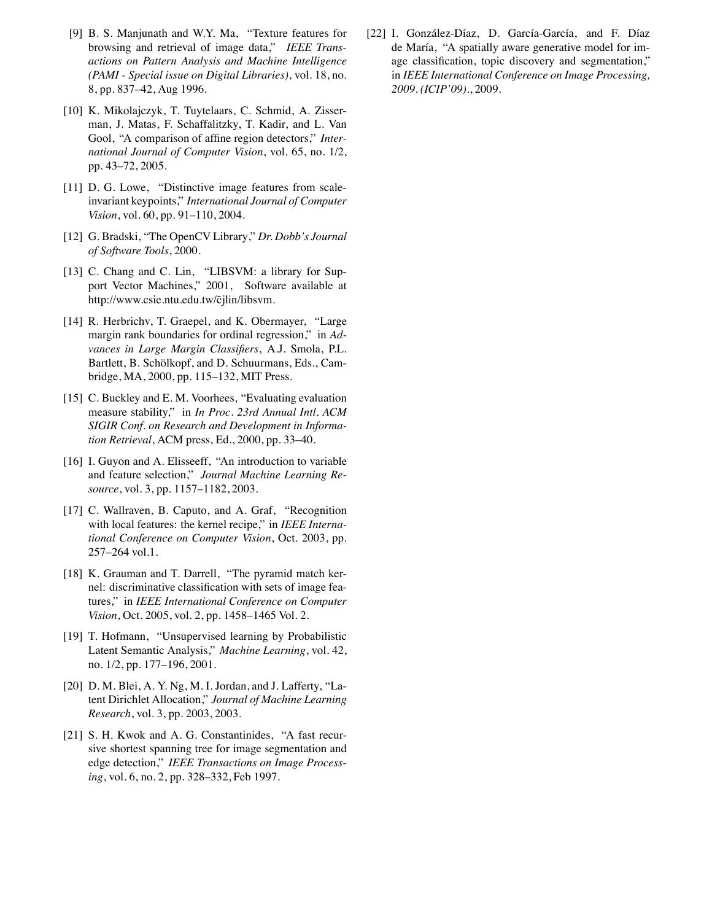[9] B. S. Manjunath and W.Y. Ma, "Texture features for browsing and retrieval of image data," *IEEE Transactions on Pattern Analysis and Machine Intelligence (PAMI - Special issue on Digital Libraries)*, vol. 18, no. 8, pp. 837–42, Aug 1996.

[10] K. Mikolajczyk, T. Tuytelaars, C. Schmid, A. Zisserman, J. Matas, F. Schaffalitzky, T. Kadir, and L. Van Gool, "A comparison of affine region detectors," *International Journal of Computer Vision*, vol. 65, no. 1/2, pp. 43–72, 2005.

[11] D. G. Lowe, "Distinctive image features from scale-invariant keypoints," *International Journal of Computer Vision*, vol. 60, pp. 91–110, 2004.

[12] G. Bradski, "The OpenCV Library," *Dr. Dobb's Journal of Software Tools*, 2000.

[13] C. Chang and C. Lin, "LIBSVM: a library for Support Vector Machines," 2001, Software available at http://www.csie.ntu.edu.tw/c̃jlin/libsvm.

[14] R. Herbrichv, T. Graepel, and K. Obermayer, "Large margin rank boundaries for ordinal regression," in *Advances in Large Margin Classifiers*, A.J. Smola, P.L. Bartlett, B. Schölkopf, and D. Schuurmans, Eds., Cambridge, MA, 2000, pp. 115–132, MIT Press.

[15] C. Buckley and E. M. Voorhees, "Evaluating evaluation measure stability," in *In Proc. 23rd Annual Intl. ACM SIGIR Conf. on Research and Development in Information Retrieval*, ACM press, Ed., 2000, pp. 33–40.

[16] I. Guyon and A. Elisseeff, "An introduction to variable and feature selection," *Journal Machine Learning Resource*, vol. 3, pp. 1157–1182, 2003.

[17] C. Wallraven, B. Caputo, and A. Graf, "Recognition with local features: the kernel recipe," in *IEEE International Conference on Computer Vision*, Oct. 2003, pp. 257–264 vol.1.

[18] K. Grauman and T. Darrell, "The pyramid match kernel: discriminative classification with sets of image features," in *IEEE International Conference on Computer Vision*, Oct. 2005, vol. 2, pp. 1458–1465 Vol. 2.

[19] T. Hofmann, "Unsupervised learning by Probabilistic Latent Semantic Analysis," *Machine Learning*, vol. 42, no. 1/2, pp. 177–196, 2001.

[20] D. M. Blei, A. Y. Ng, M. I. Jordan, and J. Lafferty, "Latent Dirichlet Allocation," *Journal of Machine Learning Research*, vol. 3, pp. 2003, 2003.

[21] S. H. Kwok and A. G. Constantinides, "A fast recursive shortest spanning tree for image segmentation and edge detection," *IEEE Transactions on Image Processing*, vol. 6, no. 2, pp. 328–332, Feb 1997.

[22] I. González-Díaz, D. García-García, and F. Díaz de María, "A spatially aware generative model for image classification, topic discovery and segmentation," in *IEEE International Conference on Image Processing, 2009. (ICIP'09).*, 2009.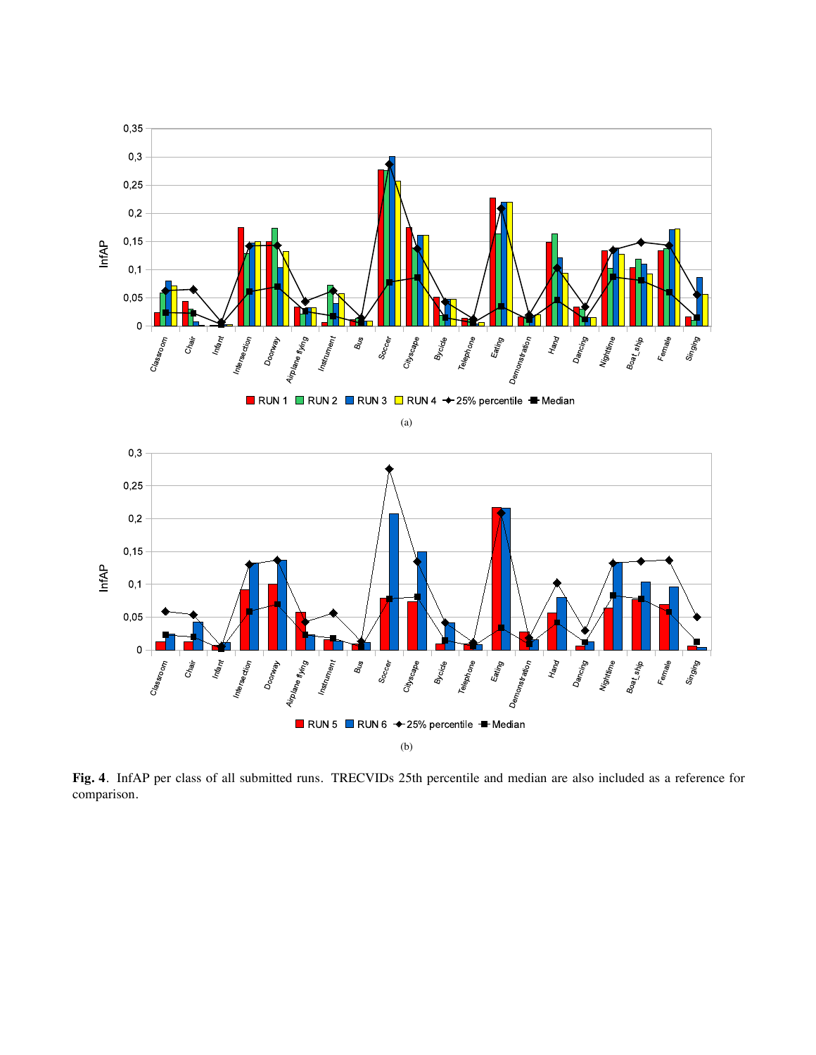0,35
0,3
0,25
0,2
0,15
0,1
0,05
0

InfAP

Classroom Chair Infant Intersection Doorway Airplane flying Instrument Bus Soccer Cityscape Bycicle Telephone Eating Demonstration Hand Dancing Nighttime Boat_ship Female Singing

RUN 1 RUN 2 RUN 3 RUN 4 25% percentile Median

(a)

0,3
0,25
0,2
0,15
0,1
0,05
0

InfAP

Classroom Chair Infant Intersection Doorway Airplane flying Instrument Bus Soccer Cityscape Bycicle Telephone Eating Demonstration Hand Dancing Nighttime Boat_ship Female Singing

RUN 5 RUN 6 25% percentile Median

(b)

**Fig. 4**. InfAP per class of all submitted runs. TRECVIDs 25th percentile and median are also included as a reference for comparison.